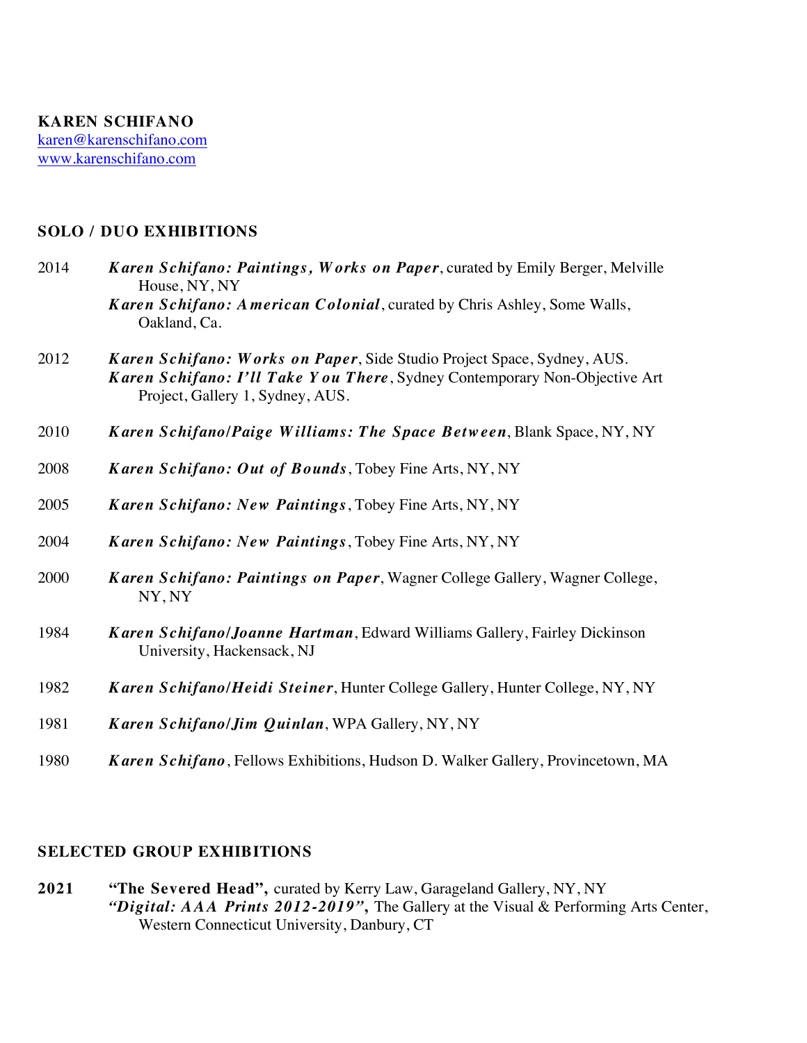**KAREN SCHIFANO**
karen@karenschifano.com
www.karenschifano.com

## SOLO / DUO EXHIBITIONS

2014 ***Karen Schifano: Paintings, Works on Paper***, curated by Emily Berger, Melville House, NY, NY
***Karen Schifano: American Colonial***, curated by Chris Ashley, Some Walls, Oakland, Ca.

2012 ***Karen Schifano: Works on Paper***, Side Studio Project Space, Sydney, AUS.
***Karen Schifano: I'll Take You There***, Sydney Contemporary Non-Objective Art Project, Gallery 1, Sydney, AUS.

2010 ***Karen Schifano/Paige Williams: The Space Between***, Blank Space, NY, NY

2008 ***Karen Schifano: Out of Bounds***, Tobey Fine Arts, NY, NY

2005 ***Karen Schifano: New Paintings***, Tobey Fine Arts, NY, NY

2004 ***Karen Schifano: New Paintings***, Tobey Fine Arts, NY, NY

2000 ***Karen Schifano: Paintings on Paper***, Wagner College Gallery, Wagner College, NY, NY

1984 ***Karen Schifano/Joanne Hartman***, Edward Williams Gallery, Fairley Dickinson University, Hackensack, NJ

1982 ***Karen Schifano/Heidi Steiner***, Hunter College Gallery, Hunter College, NY, NY

1981 ***Karen Schifano/Jim Quinlan***, WPA Gallery, NY, NY

1980 ***Karen Schifano***, Fellows Exhibitions, Hudson D. Walker Gallery, Provincetown, MA

## SELECTED GROUP EXHIBITIONS

**2021** **"The Severed Head",** curated by Kerry Law, Garageland Gallery, NY, NY
***"Digital: AAA Prints 2012-2019",*** The Gallery at the Visual & Performing Arts Center, Western Connecticut University, Danbury, CT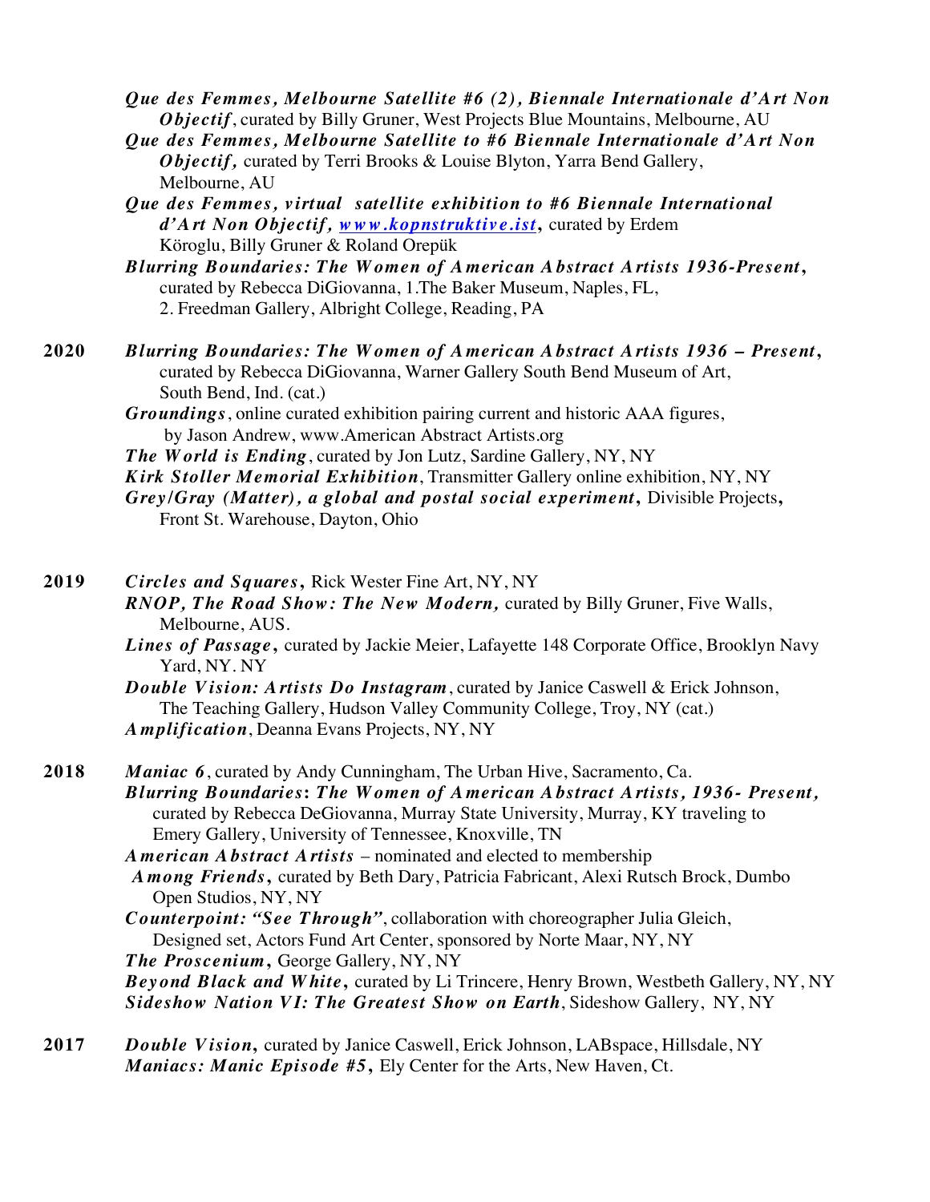***Que des Femmes, Melbourne Satellite #6 (2), Biennale Internationale d'Art Non Objectif***, curated by Billy Gruner, West Projects Blue Mountains, Melbourne, AU

***Que des Femmes, Melbourne Satellite to #6 Biennale Internationale d'Art Non Objectif,*** curated by Terri Brooks & Louise Blyton, Yarra Bend Gallery, Melbourne, AU

***Que des Femmes, virtual satellite exhibition to #6 Biennale International d'Art Non Objectif, [www.kopnstruktive.ist](www.kopnstruktive.ist),*** curated by Erdem Köroglu, Billy Gruner & Roland Orepük

***Blurring Boundaries: The Women of American Abstract Artists 1936-Present,*** curated by Rebecca DiGiovanna, 1.The Baker Museum, Naples, FL, 2. Freedman Gallery, Albright College, Reading, PA

**2020** ***Blurring Boundaries: The Women of American Abstract Artists 1936 – Present,*** curated by Rebecca DiGiovanna, Warner Gallery South Bend Museum of Art, South Bend, Ind. (cat.)

***Groundings***, online curated exhibition pairing current and historic AAA figures, by Jason Andrew, www.American Abstract Artists.org

***The World is Ending***, curated by Jon Lutz, Sardine Gallery, NY, NY

***Kirk Stoller Memorial Exhibition***, Transmitter Gallery online exhibition, NY, NY

***Grey/Gray (Matter), a global and postal social experiment,*** Divisible Projects, Front St. Warehouse, Dayton, Ohio

**2019** ***Circles and Squares,*** Rick Wester Fine Art, NY, NY

***RNOP, The Road Show: The New Modern,*** curated by Billy Gruner, Five Walls, Melbourne, AUS.

***Lines of Passage,*** curated by Jackie Meier, Lafayette 148 Corporate Office, Brooklyn Navy Yard, NY. NY

***Double Vision: Artists Do Instagram***, curated by Janice Caswell & Erick Johnson, The Teaching Gallery, Hudson Valley Community College, Troy, NY (cat.)

***Amplification***, Deanna Evans Projects, NY, NY

**2018** ***Maniac 6***, curated by Andy Cunningham, The Urban Hive, Sacramento, Ca.

***Blurring Boundaries: The Women of American Abstract Artists, 1936- Present,*** curated by Rebecca DeGiovanna, Murray State University, Murray, KY traveling to Emery Gallery, University of Tennessee, Knoxville, TN

***American Abstract Artists*** – nominated and elected to membership

***Among Friends,*** curated by Beth Dary, Patricia Fabricant, Alexi Rutsch Brock, Dumbo Open Studios, NY, NY

***Counterpoint: "See Through"***, collaboration with choreographer Julia Gleich, Designed set, Actors Fund Art Center, sponsored by Norte Maar, NY, NY

***The Proscenium,*** George Gallery, NY, NY

***Beyond Black and White,*** curated by Li Trincere, Henry Brown, Westbeth Gallery, NY, NY

***Sideshow Nation VI: The Greatest Show on Earth***, Sideshow Gallery, NY, NY

**2017** ***Double Vision,*** curated by Janice Caswell, Erick Johnson, LABspace, Hillsdale, NY

***Maniacs: Manic Episode #5,*** Ely Center for the Arts, New Haven, Ct.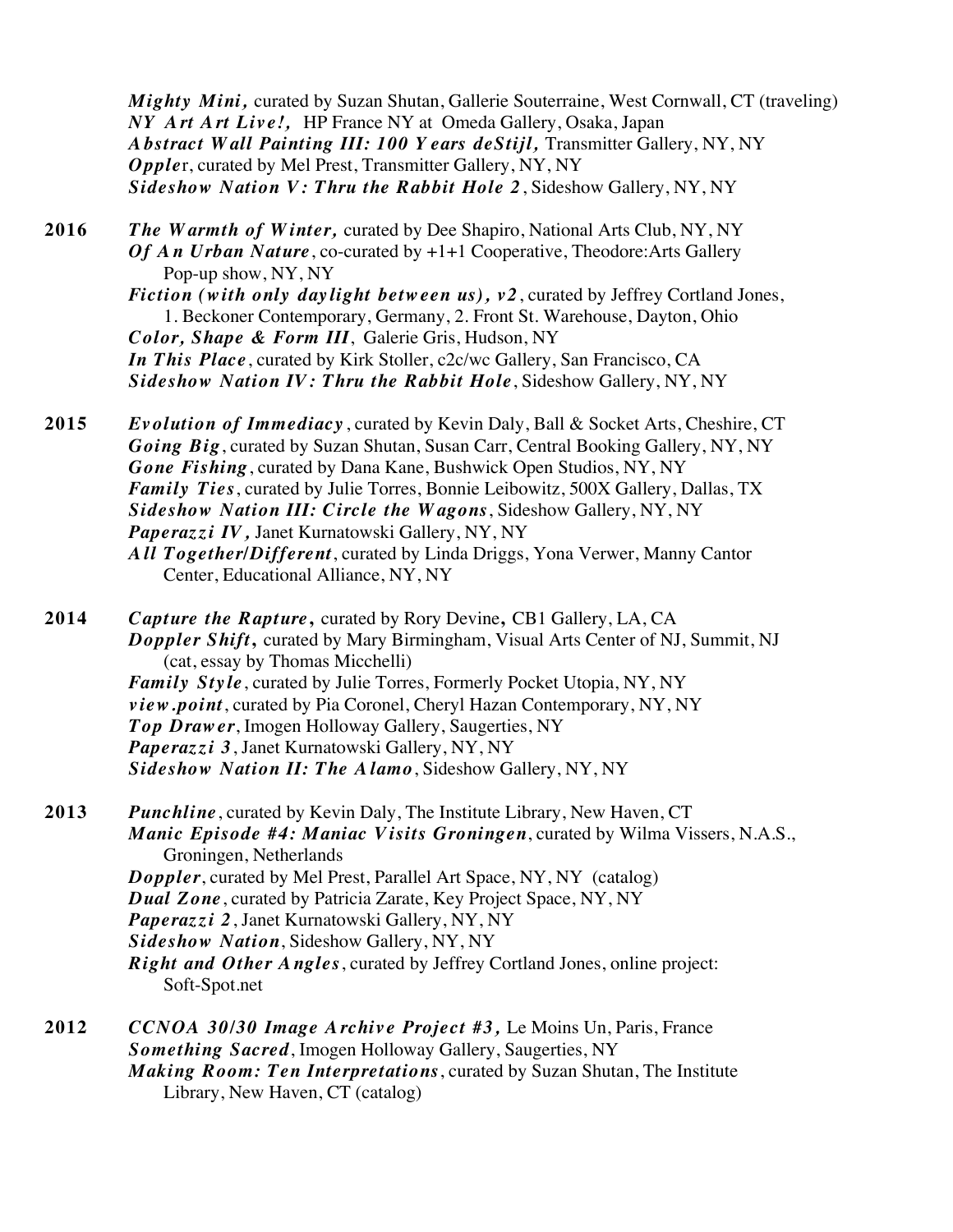***Mighty Mini,*** curated by Suzan Shutan, Gallerie Souterraine, West Cornwall, CT (traveling)
***NY Art Art Live!,*** HP France NY at Omeda Gallery, Osaka, Japan
***Abstract Wall Painting III: 100 Years deStijl,*** Transmitter Gallery, NY, NY
***Oppler***, curated by Mel Prest, Transmitter Gallery, NY, NY
***Sideshow Nation V: Thru the Rabbit Hole 2***, Sideshow Gallery, NY, NY

**2016**
***The Warmth of Winter,*** curated by Dee Shapiro, National Arts Club, NY, NY
***Of An Urban Nature***, co-curated by +1+1 Cooperative, Theodore:Arts Gallery Pop-up show, NY, NY
***Fiction (with only daylight between us), v2***, curated by Jeffrey Cortland Jones, 1. Beckoner Contemporary, Germany, 2. Front St. Warehouse, Dayton, Ohio
***Color, Shape & Form III***, Galerie Gris, Hudson, NY
***In This Place***, curated by Kirk Stoller, c2c/wc Gallery, San Francisco, CA
***Sideshow Nation IV: Thru the Rabbit Hole***, Sideshow Gallery, NY, NY

**2015**
***Evolution of Immediacy***, curated by Kevin Daly, Ball & Socket Arts, Cheshire, CT
***Going Big***, curated by Suzan Shutan, Susan Carr, Central Booking Gallery, NY, NY
***Gone Fishing***, curated by Dana Kane, Bushwick Open Studios, NY, NY
***Family Ties***, curated by Julie Torres, Bonnie Leibowitz, 500X Gallery, Dallas, TX
***Sideshow Nation III: Circle the Wagons***, Sideshow Gallery, NY, NY
***Paperazzi IV,*** Janet Kurnatowski Gallery, NY, NY
***All Together/Different***, curated by Linda Driggs, Yona Verwer, Manny Cantor Center, Educational Alliance, NY, NY

**2014**
***Capture the Rapture,*** curated by Rory Devine**,** CB1 Gallery, LA, CA
***Doppler Shift,*** curated by Mary Birmingham, Visual Arts Center of NJ, Summit, NJ (cat, essay by Thomas Micchelli)
***Family Style***, curated by Julie Torres, Formerly Pocket Utopia, NY, NY
***view.point***, curated by Pia Coronel, Cheryl Hazan Contemporary, NY, NY
***Top Drawer***, Imogen Holloway Gallery, Saugerties, NY
***Paperazzi 3***, Janet Kurnatowski Gallery, NY, NY
***Sideshow Nation II: The Alamo***, Sideshow Gallery, NY, NY

**2013**
***Punchline***, curated by Kevin Daly, The Institute Library, New Haven, CT
***Manic Episode #4: Maniac Visits Groningen***, curated by Wilma Vissers, N.A.S., Groningen, Netherlands
***Doppler***, curated by Mel Prest, Parallel Art Space, NY, NY (catalog)
***Dual Zone***, curated by Patricia Zarate, Key Project Space, NY, NY
***Paperazzi 2***, Janet Kurnatowski Gallery, NY, NY
***Sideshow Nation***, Sideshow Gallery, NY, NY
***Right and Other Angles***, curated by Jeffrey Cortland Jones, online project: Soft-Spot.net

**2012**
***CCNOA 30/30 Image Archive Project #3,*** Le Moins Un, Paris, France
***Something Sacred***, Imogen Holloway Gallery, Saugerties, NY
***Making Room: Ten Interpretations***, curated by Suzan Shutan, The Institute Library, New Haven, CT (catalog)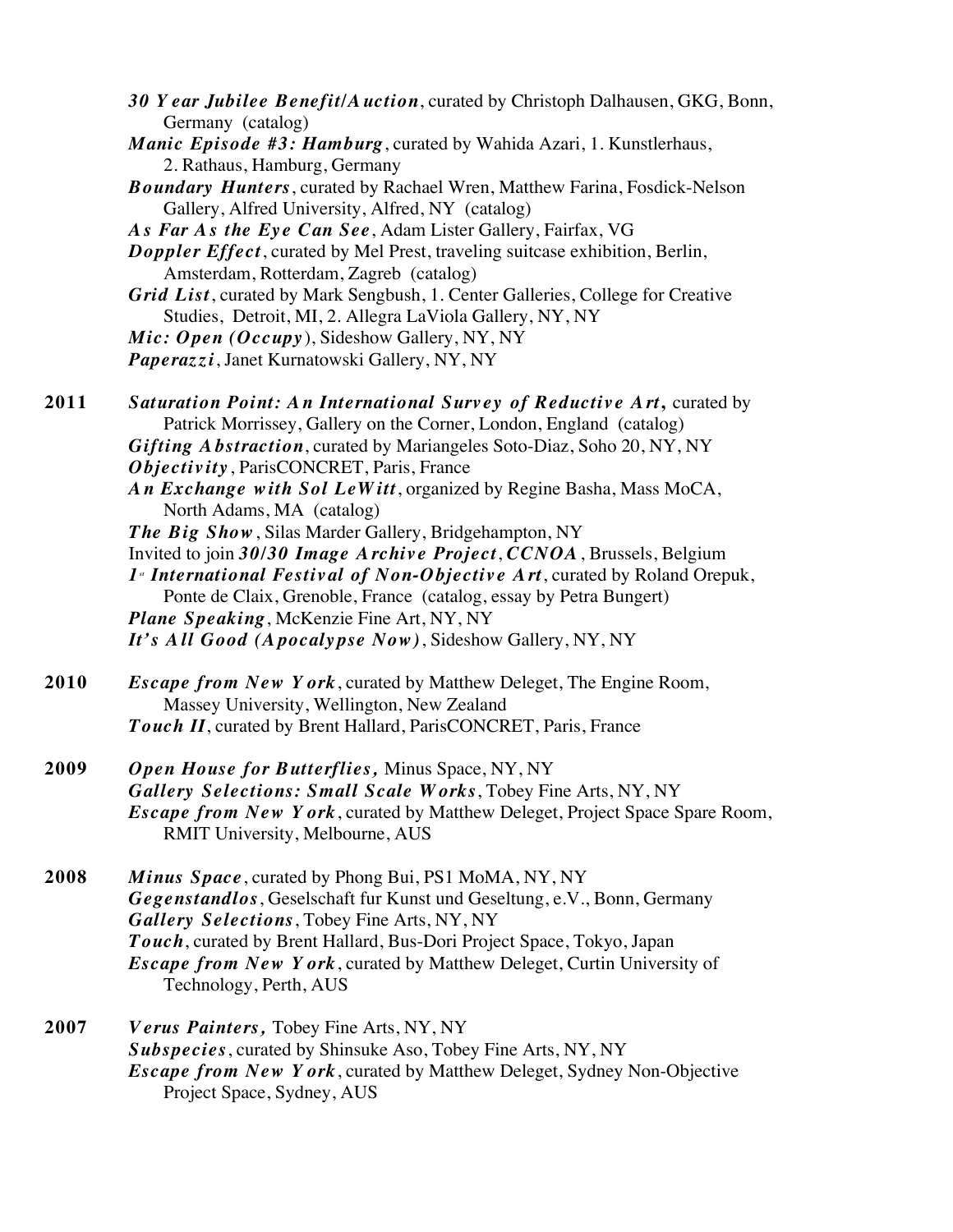***30 Year Jubilee Benefit/Auction***, curated by Christoph Dalhausen, GKG, Bonn, Germany (catalog)
***Manic Episode #3: Hamburg***, curated by Wahida Azari, 1. Kunstlerhaus, 2. Rathaus, Hamburg, Germany
***Boundary Hunters***, curated by Rachael Wren, Matthew Farina, Fosdick-Nelson Gallery, Alfred University, Alfred, NY (catalog)
***As Far As the Eye Can See***, Adam Lister Gallery, Fairfax, VG
***Doppler Effect***, curated by Mel Prest, traveling suitcase exhibition, Berlin, Amsterdam, Rotterdam, Zagreb (catalog)
***Grid List***, curated by Mark Sengbush, 1. Center Galleries, College for Creative Studies, Detroit, MI, 2. Allegra LaViola Gallery, NY, NY
***Mic: Open (Occupy***), Sideshow Gallery, NY, NY
***Paperazzi***, Janet Kurnatowski Gallery, NY, NY

**2011** ***Saturation Point: An International Survey of Reductive Art,*** curated by Patrick Morrissey, Gallery on the Corner, London, England (catalog)
***Gifting Abstraction***, curated by Mariangeles Soto-Diaz, Soho 20, NY, NY
***Objectivity***, ParisCONCRET, Paris, France
***An Exchange with Sol LeWitt***, organized by Regine Basha, Mass MoCA, North Adams, MA (catalog)
***The Big Show***, Silas Marder Gallery, Bridgehampton, NY
Invited to join ***30/30 Image Archive Project***, ***CCNOA***, Brussels, Belgium
***1st International Festival of Non-Objective Art***, curated by Roland Orepuk, Ponte de Claix, Grenoble, France (catalog, essay by Petra Bungert)
***Plane Speaking***, McKenzie Fine Art, NY, NY
***It's All Good (Apocalypse Now)***, Sideshow Gallery, NY, NY

**2010** ***Escape from New York***, curated by Matthew Deleget, The Engine Room, Massey University, Wellington, New Zealand
***Touch II***, curated by Brent Hallard, ParisCONCRET, Paris, France

**2009** ***Open House for Butterflies,*** Minus Space, NY, NY
***Gallery Selections: Small Scale Works***, Tobey Fine Arts, NY, NY
***Escape from New York***, curated by Matthew Deleget, Project Space Spare Room, RMIT University, Melbourne, AUS

**2008** ***Minus Space***, curated by Phong Bui, PS1 MoMA, NY, NY
***Gegenstandlos***, Geselschaft fur Kunst und Geseltung, e.V., Bonn, Germany
***Gallery Selections***, Tobey Fine Arts, NY, NY
***Touch***, curated by Brent Hallard, Bus-Dori Project Space, Tokyo, Japan
***Escape from New York***, curated by Matthew Deleget, Curtin University of Technology, Perth, AUS

**2007** ***Verus Painters,*** Tobey Fine Arts, NY, NY
***Subspecies***, curated by Shinsuke Aso, Tobey Fine Arts, NY, NY
***Escape from New York***, curated by Matthew Deleget, Sydney Non-Objective Project Space, Sydney, AUS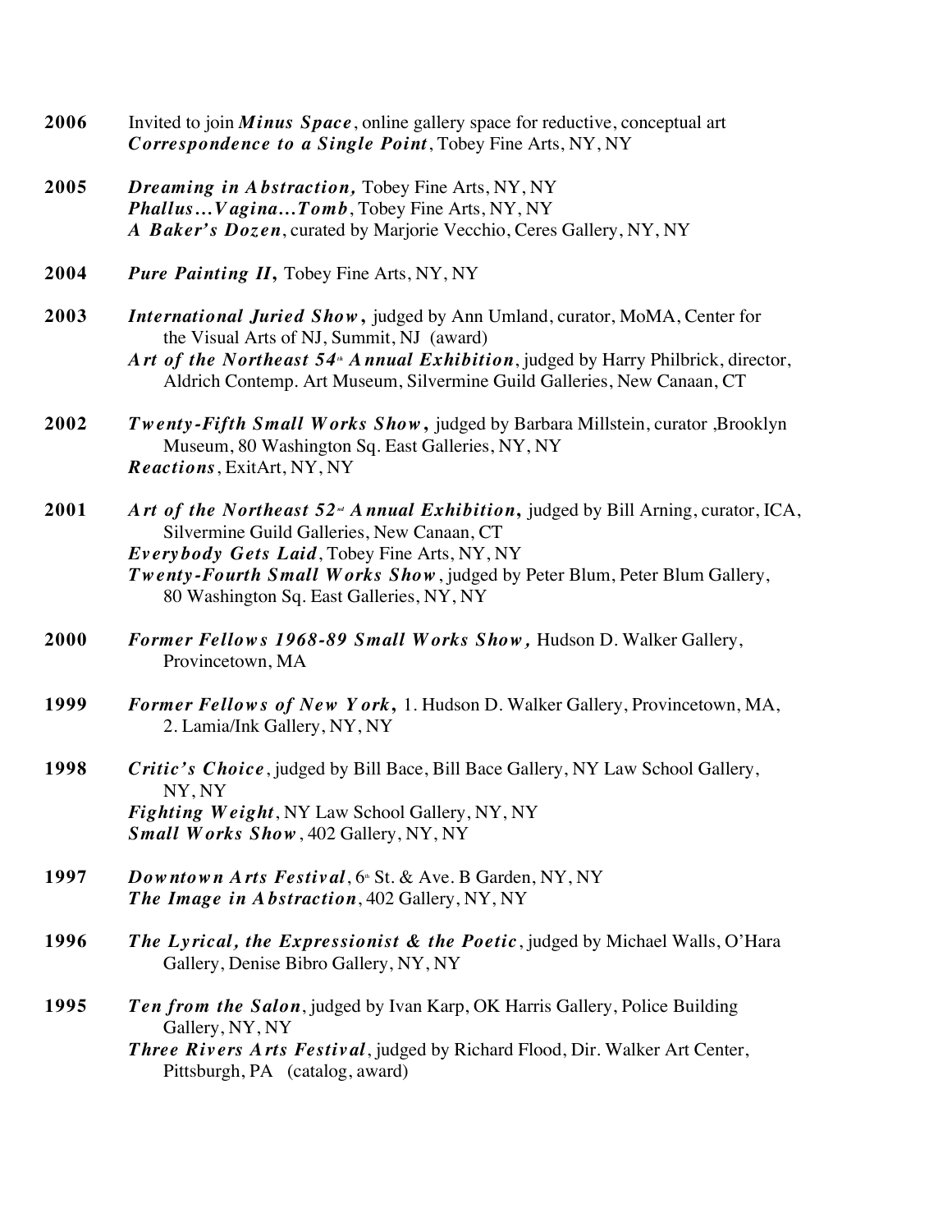**2006** Invited to join ***Minus Space***, online gallery space for reductive, conceptual art
***Correspondence to a Single Point***, Tobey Fine Arts, NY, NY

**2005** ***Dreaming in Abstraction,*** Tobey Fine Arts, NY, NY
***Phallus…Vagina…Tomb***, Tobey Fine Arts, NY, NY
***A Baker's Dozen***, curated by Marjorie Vecchio, Ceres Gallery, NY, NY

**2004** ***Pure Painting II*****,** Tobey Fine Arts, NY, NY

**2003** ***International Juried Show*****,** judged by Ann Umland, curator, MoMA, Center for the Visual Arts of NJ, Summit, NJ (award)
***Art of the Northeast 54th Annual Exhibition***, judged by Harry Philbrick, director, Aldrich Contemp. Art Museum, Silvermine Guild Galleries, New Canaan, CT

**2002** ***Twenty-Fifth Small Works Show*****,** judged by Barbara Millstein, curator ,Brooklyn Museum, 80 Washington Sq. East Galleries, NY, NY
***Reactions***, ExitArt, NY, NY

**2001** ***Art of the Northeast 52nd Annual Exhibition*****,** judged by Bill Arning, curator, ICA, Silvermine Guild Galleries, New Canaan, CT
***Everybody Gets Laid***, Tobey Fine Arts, NY, NY
***Twenty-Fourth Small Works Show***, judged by Peter Blum, Peter Blum Gallery, 80 Washington Sq. East Galleries, NY, NY

**2000** ***Former Fellows 1968-89 Small Works Show,*** Hudson D. Walker Gallery, Provincetown, MA

**1999** ***Former Fellows of New York*****,** 1. Hudson D. Walker Gallery, Provincetown, MA, 2. Lamia/Ink Gallery, NY, NY

**1998** ***Critic's Choice***, judged by Bill Bace, Bill Bace Gallery, NY Law School Gallery, NY, NY
***Fighting Weight***, NY Law School Gallery, NY, NY
***Small Works Show***, 402 Gallery, NY, NY

**1997** ***Downtown Arts Festival***, 6th St. & Ave. B Garden, NY, NY
***The Image in Abstraction***, 402 Gallery, NY, NY

**1996** ***The Lyrical, the Expressionist & the Poetic***, judged by Michael Walls, O'Hara Gallery, Denise Bibro Gallery, NY, NY

**1995** ***Ten from the Salon***, judged by Ivan Karp, OK Harris Gallery, Police Building Gallery, NY, NY
***Three Rivers Arts Festival***, judged by Richard Flood, Dir. Walker Art Center, Pittsburgh, PA (catalog, award)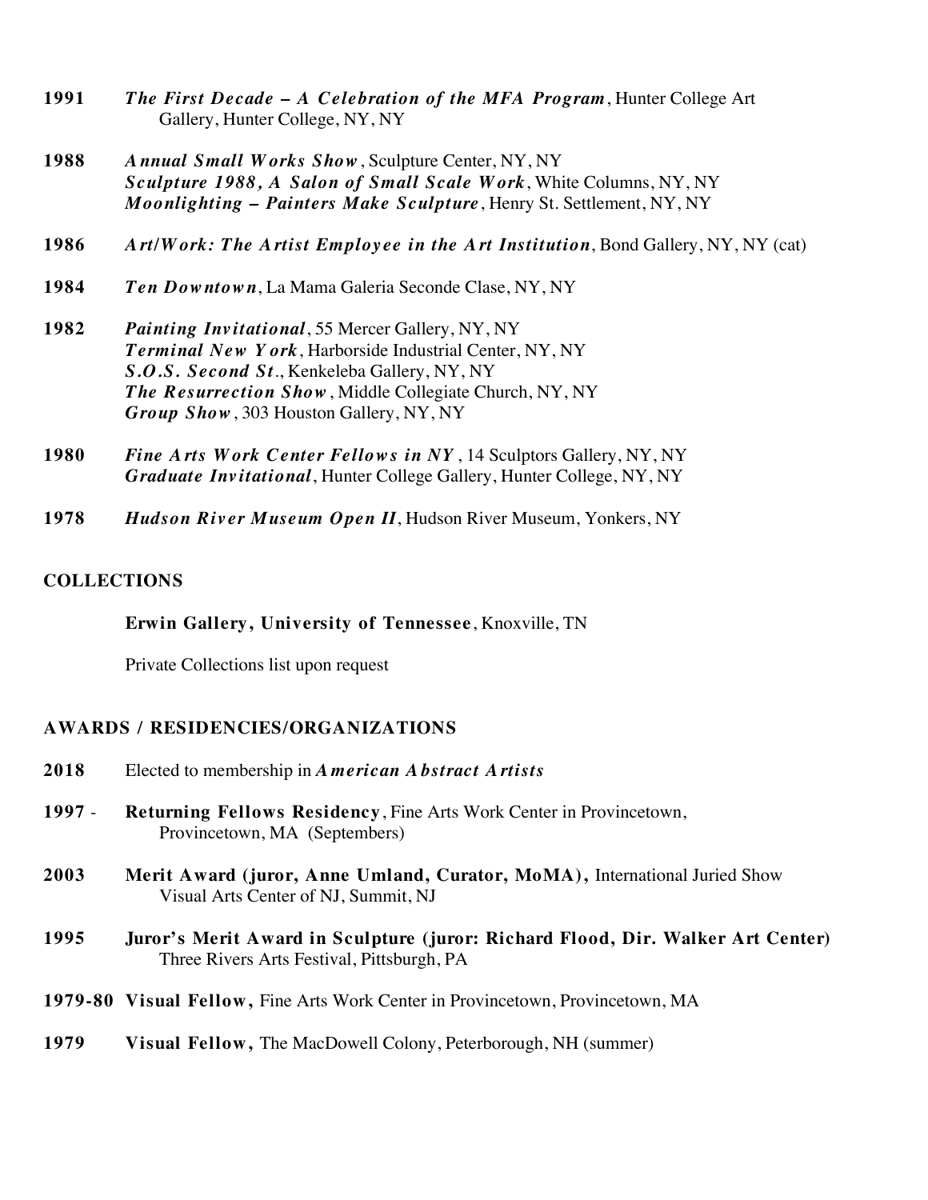**1991** ***The First Decade – A Celebration of the MFA Program***, Hunter College Art Gallery, Hunter College, NY, NY

**1988** ***Annual Small Works Show***, Sculpture Center, NY, NY
***Sculpture 1988, A Salon of Small Scale Work***, White Columns, NY, NY
***Moonlighting – Painters Make Sculpture***, Henry St. Settlement, NY, NY

**1986** ***Art/Work: The Artist Employee in the Art Institution***, Bond Gallery, NY, NY (cat)

**1984** ***Ten Downtown***, La Mama Galeria Seconde Clase, NY, NY

**1982** ***Painting Invitational***, 55 Mercer Gallery, NY, NY
***Terminal New York***, Harborside Industrial Center, NY, NY
***S.O.S. Second St***., Kenkeleba Gallery, NY, NY
***The Resurrection Show***, Middle Collegiate Church, NY, NY
***Group Show***, 303 Houston Gallery, NY, NY

**1980** ***Fine Arts Work Center Fellows in NY***, 14 Sculptors Gallery, NY, NY
***Graduate Invitational***, Hunter College Gallery, Hunter College, NY, NY

**1978** ***Hudson River Museum Open II***, Hudson River Museum, Yonkers, NY

## COLLECTIONS

**Erwin Gallery, University of Tennessee**, Knoxville, TN

Private Collections list upon request

## AWARDS / RESIDENCIES/ORGANIZATIONS

**2018** Elected to membership in ***American Abstract Artists***

**1997** - **Returning Fellows Residency**, Fine Arts Work Center in Provincetown, Provincetown, MA (Septembers)

**2003** **Merit Award (juror, Anne Umland, Curator, MoMA),** International Juried Show Visual Arts Center of NJ, Summit, NJ

**1995** **Juror's Merit Award in Sculpture (juror: Richard Flood, Dir. Walker Art Center)** Three Rivers Arts Festival, Pittsburgh, PA

**1979-80** **Visual Fellow,** Fine Arts Work Center in Provincetown, Provincetown, MA

**1979** **Visual Fellow,** The MacDowell Colony, Peterborough, NH (summer)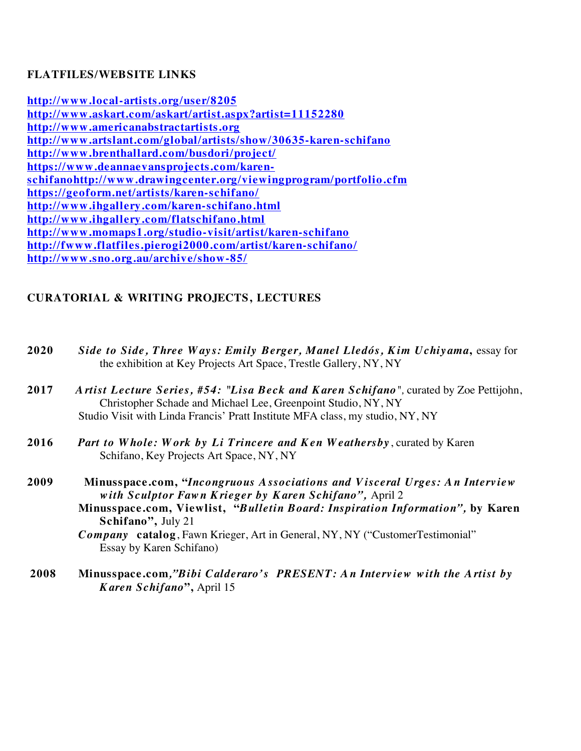## FLATFILES/WEBSITE LINKS

**http://www.local-artists.org/user/8205**
**http://www.askart.com/askart/artist.aspx?artist=11152280**
**http://www.americanabstractartists.org**
**http://www.artslant.com/global/artists/show/30635-karen-schifano**
**http://www.brenthallard.com/busdori/project/**
**https://www.deannaevansprojects.com/karen-schifanohttp://www.drawingcenter.org/viewingprogram/portfolio.cfm**
**https://geoform.net/artists/karen-schifano/**
**http://www.ihgallery.com/karen-schifano.html**
**http://www.ihgallery.com/flatschifano.html**
**http://www.momaps1.org/studio-visit/artist/karen-schifano**
**http://fwww.flatfiles.pierogi2000.com/artist/karen-schifano/**
**http://www.sno.org.au/archive/show-85/**

## CURATORIAL & WRITING PROJECTS, LECTURES

**2020** ***Side to Side, Three Ways: Emily Berger, Manel Lledós, Kim Uchiyama*****,** essay for the exhibition at Key Projects Art Space, Trestle Gallery, NY, NY

**2017** ***Artist Lecture Series, #54: "Lisa Beck and Karen Schifano"****,* curated by Zoe Pettijohn, Christopher Schade and Michael Lee, Greenpoint Studio, NY, NY
Studio Visit with Linda Francis' Pratt Institute MFA class, my studio, NY, NY

**2016** ***Part to Whole: Work by Li Trincere and Ken Weathersby***, curated by Karen Schifano, Key Projects Art Space, NY, NY

**2009** **Minusspace.com, "*Incongruous Associations and Visceral Urges: An Interview with Sculptor Fawn Krieger by Karen Schifano",*** April 2
**Minusspace.com, Viewlist, "*Bulletin Board: Inspiration Information",* by Karen Schifano",** July 21
***Company* catalog**, Fawn Krieger, Art in General, NY, NY ("CustomerTestimonial" Essay by Karen Schifano)

**2008** **Minusspace.com*,"Bibi Calderaro's PRESENT: An Interview with the Artist by Karen Schifano*",** April 15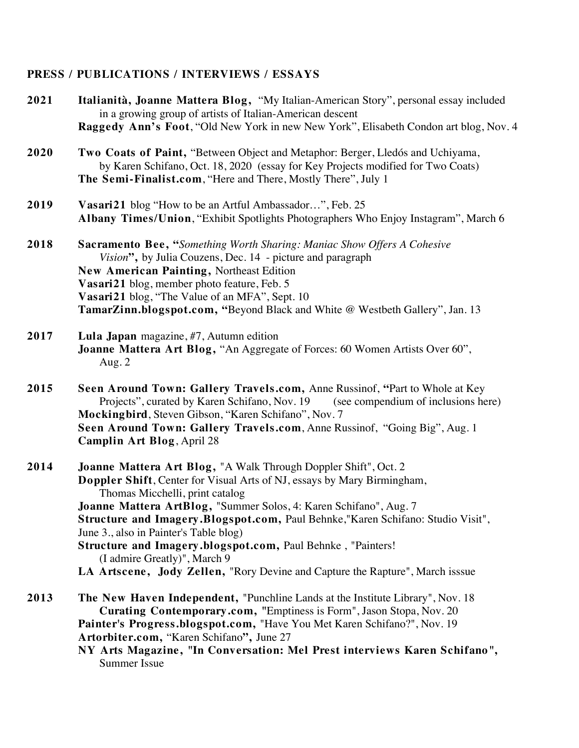## PRESS / PUBLICATIONS / INTERVIEWS / ESSAYS

**2021**
**Italianità, Joanne Mattera Blog,** "My Italian-American Story", personal essay included in a growing group of artists of Italian-American descent
**Raggedy Ann's Foot**, "Old New York in new New York", Elisabeth Condon art blog, Nov. 4

**2020**
**Two Coats of Paint,** "Between Object and Metaphor: Berger, Lledós and Uchiyama, by Karen Schifano, Oct. 18, 2020 (essay for Key Projects modified for Two Coats)
**The Semi-Finalist.com**, "Here and There, Mostly There", July 1

**2019**
**Vasari21** blog "How to be an Artful Ambassador…", Feb. 25
**Albany Times/Union**, "Exhibit Spotlights Photographers Who Enjoy Instagram", March 6

**2018**
**Sacramento Bee, "***Something Worth Sharing: Maniac Show Offers A Cohesive Vision***",** by Julia Couzens, Dec. 14 - picture and paragraph
**New American Painting,** Northeast Edition
**Vasari21** blog, member photo feature, Feb. 5
**Vasari21** blog, "The Value of an MFA", Sept. 10
**TamarZinn.blogspot.com, "**Beyond Black and White @ Westbeth Gallery", Jan. 13

**2017**
**Lula Japan** magazine, #7, Autumn edition
**Joanne Mattera Art Blog,** "An Aggregate of Forces: 60 Women Artists Over 60", Aug. 2

**2015**
**Seen Around Town: Gallery Travels.com,** Anne Russinof, **"**Part to Whole at Key Projects", curated by Karen Schifano, Nov. 19 (see compendium of inclusions here)
**Mockingbird**, Steven Gibson, "Karen Schifano", Nov. 7
**Seen Around Town: Gallery Travels.com**, Anne Russinof, "Going Big", Aug. 1
**Camplin Art Blog**, April 28

**2014**
**Joanne Mattera Art Blog,** "A Walk Through Doppler Shift", Oct. 2
**Doppler Shift**, Center for Visual Arts of NJ, essays by Mary Birmingham, Thomas Micchelli, print catalog
**Joanne Mattera ArtBlog,** "Summer Solos, 4: Karen Schifano", Aug. 7
**Structure and Imagery.Blogspot.com,** Paul Behnke,"Karen Schifano: Studio Visit", June 3., also in Painter's Table blog)
**Structure and Imagery.blogspot.com,** Paul Behnke , "Painters! (I admire Greatly)", March 9
**LA Artscene, Jody Zellen,** "Rory Devine and Capture the Rapture", March isssue

**2013**
**The New Haven Independent,** "Punchline Lands at the Institute Library", Nov. 18
**Curating Contemporary.com,** "Emptiness is Form", Jason Stopa, Nov. 20
**Painter's Progress.blogspot.com,** "Have You Met Karen Schifano?", Nov. 19
**Artorbiter.com,** "Karen Schifano**",** June 27
**NY Arts Magazine, "In Conversation: Mel Prest interviews Karen Schifano",** Summer Issue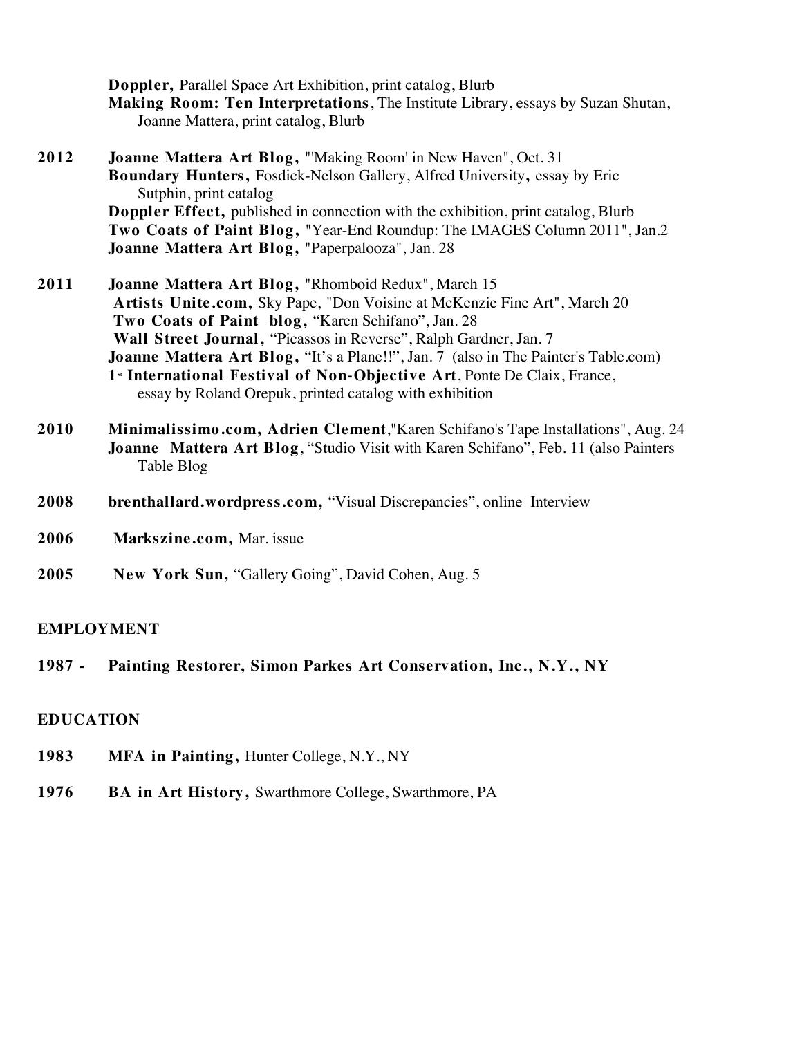**Doppler,** Parallel Space Art Exhibition, print catalog, Blurb
**Making Room: Ten Interpretations**, The Institute Library, essays by Suzan Shutan, Joanne Mattera, print catalog, Blurb

**2012** **Joanne Mattera Art Blog,** "'Making Room' in New Haven", Oct. 31
**Boundary Hunters,** Fosdick-Nelson Gallery, Alfred University**,** essay by Eric Sutphin, print catalog
**Doppler Effect,** published in connection with the exhibition, print catalog, Blurb
**Two Coats of Paint Blog,** "Year-End Roundup: The IMAGES Column 2011", Jan.2
**Joanne Mattera Art Blog,** "Paperpalooza", Jan. 28

**2011** **Joanne Mattera Art Blog,** "Rhomboid Redux", March 15
**Artists Unite.com,** Sky Pape, "Don Voisine at McKenzie Fine Art", March 20
**Two Coats of Paint blog,** "Karen Schifano", Jan. 28
**Wall Street Journal,** "Picassos in Reverse", Ralph Gardner, Jan. 7
**Joanne Mattera Art Blog,** "It's a Plane!!", Jan. 7 (also in The Painter's Table.com)
**1st International Festival of Non-Objective Art**, Ponte De Claix, France, essay by Roland Orepuk, printed catalog with exhibition

**2010** **Minimalissimo.com, Adrien Clement**,"Karen Schifano's Tape Installations", Aug. 24
**Joanne Mattera Art Blog**, "Studio Visit with Karen Schifano", Feb. 11 (also Painters Table Blog

**2008** **brenthallard.wordpress.com,** "Visual Discrepancies", online Interview

**2006** **Markszine.com,** Mar. issue

**2005** **New York Sun,** "Gallery Going", David Cohen, Aug. 5

## EMPLOYMENT

**1987 - Painting Restorer, Simon Parkes Art Conservation, Inc., N.Y., NY**

## EDUCATION

**1983** **MFA in Painting,** Hunter College, N.Y., NY

**1976** **BA in Art History,** Swarthmore College, Swarthmore, PA